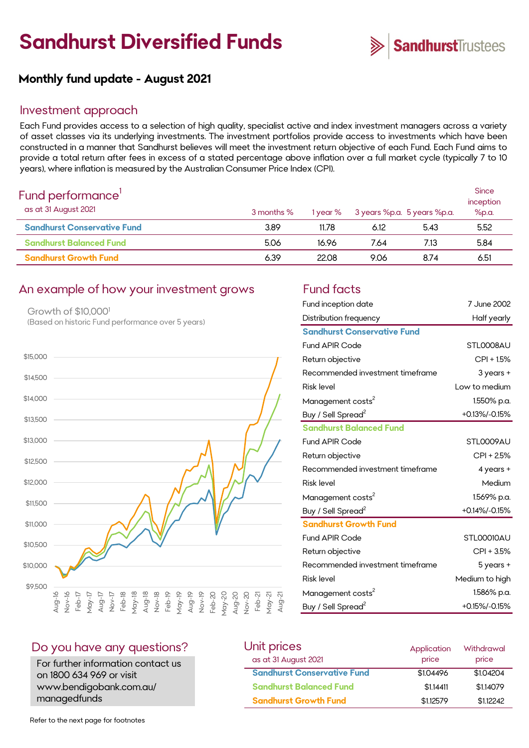# Sandhurst Diversified Funds

SandhurstTrustees

## Monthly fund update - August 2021

## Investment approach

Each Fund provides access to a selection of high quality, specialist active and index investment managers across a variety of asset classes via its underlying investments. The investment portfolios provide access to investments which have been constructed in a manner that Sandhurst believes will meet the investment return objective of each Fund. Each Fund aims to provide a total return after fees in excess of a stated percentage above inflation over a full market cycle (typically 7 to 10 years), where inflation is measured by the Australian Consumer Price Index (CPI).

## Fund performance[1]

as at 31 August 2021

| | 3 months % | 1 year % | 3 years %p.a. | 5 years %p.a. | Since inception %p.a. |
|---|---|---|---|---|---|
| Sandhurst Conservative Fund | 3.89 | 11.78 | 6.12 | 5.43 | 5.52 |
| Sandhurst Balanced Fund | 5.06 | 16.96 | 7.64 | 7.13 | 5.84 |
| Sandhurst Growth Fund | 6.39 | 22.08 | 9.06 | 8.74 | 6.51 |

## An example of how your investment grows

Growth of $10,000[1]
(Based on historic Fund performance over 5 years)

## Fund facts

| | |
|---|---|
| Fund inception date | 7 June 2002 |
| Distribution frequency | Half yearly |
| **Sandhurst Conservative Fund** | |
| Fund APIR Code | STL0008AU |
| Return objective | CPI + 1.5% |
| Recommended investment timeframe | 3 years + |
| Risk level | Low to medium |
| Management costs[2] | 1.550% p.a. |
| Buy / Sell Spread[2] | +0.13%/-0.15% |
| **Sandhurst Balanced Fund** | |
| Fund APIR Code | STL0009AU |
| Return objective | CPI + 2.5% |
| Recommended investment timeframe | 4 years + |
| Risk level | Medium |
| Management costs[2] | 1.569% p.a. |
| Buy / Sell Spread[2] | +0.14%/-0.15% |
| **Sandhurst Growth Fund** | |
| Fund APIR Code | STL00010AU |
| Return objective | CPI + 3.5% |
| Recommended investment timeframe | 5 years + |
| Risk level | Medium to high |
| Management costs[2] | 1.586% p.a. |
| Buy / Sell Spread[2] | +0.15%/-0.15% |

## Do you have any questions?

For further information contact us on 1800 634 969 or visit www.bendigobank.com.au/managedfunds

## Unit prices

as at 31 August 2021

| | Application price | Withdrawal price |
|---|---|---|
| Sandhurst Conservative Fund | $1.04496 | $1.04204 |
| Sandhurst Balanced Fund | $1.14411 | $1.14079 |
| Sandhurst Growth Fund | $1.12579 | $1.12242 |

Refer to the next page for footnotes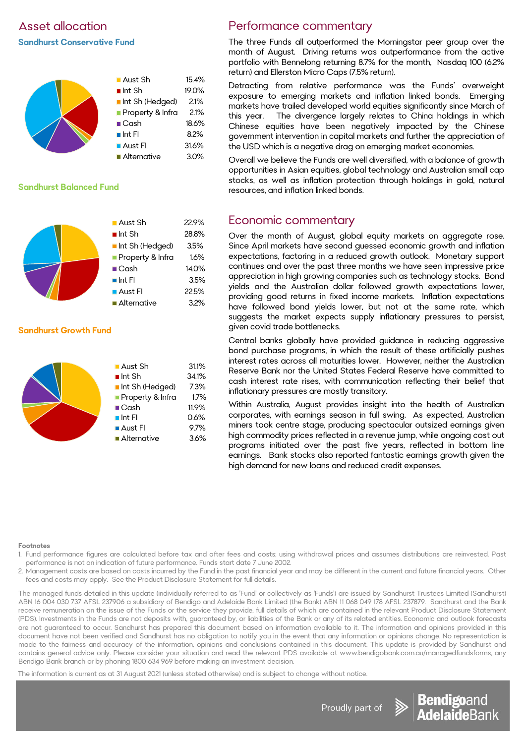# Asset allocation

## Sandhurst Conservative Fund

Aust Sh 15.4%
Int Sh 19.0%
Int Sh (Hedged) 2.1%
Property & Infra 2.1%
Cash 18.6%
Int FI 8.2%
Aust FI 31.6%
Alternative 3.0%

## Sandhurst Balanced Fund

Aust Sh 22.9%
Int Sh 28.8%
Int Sh (Hedged) 3.5%
Property & Infra 1.6%
Cash 14.0%
Int FI 3.5%
Aust FI 22.5%
Alternative 3.2%

## Sandhurst Growth Fund

Aust Sh 31.1%
Int Sh 34.1%
Int Sh (Hedged) 7.3%
Property & Infra 1.7%
Cash 11.9%
Int FI 0.6%
Aust FI 9.7%
Alternative 3.6%

# Performance commentary

The three Funds all outperformed the Morningstar peer group over the month of August. Driving returns was outperformance from the active portfolio with Bennelong returning 8.7% for the month, Nasdaq 100 (6.2% return) and Ellerston Micro Caps (7.5% return).

Detracting from relative performance was the Funds' overweight exposure to emerging markets and inflation linked bonds. Emerging markets have trailed developed world equities significantly since March of this year. The divergence largely relates to China holdings in which Chinese equities have been negatively impacted by the Chinese government intervention in capital markets and further the appreciation of the USD which is a negative drag on emerging market economies.

Overall we believe the Funds are well diversified, with a balance of growth opportunities in Asian equities, global technology and Australian small cap stocks, as well as inflation protection through holdings in gold, natural resources, and inflation linked bonds.

# Economic commentary

Over the month of August, global equity markets on aggregate rose. Since April markets have second guessed economic growth and inflation expectations, factoring in a reduced growth outlook. Monetary support continues and over the past three months we have seen impressive price appreciation in high growing companies such as technology stocks. Bond yields and the Australian dollar followed growth expectations lower, providing good returns in fixed income markets. Inflation expectations have followed bond yields lower, but not at the same rate, which suggests the market expects supply inflationary pressures to persist, given covid trade bottlenecks.

Central banks globally have provided guidance in reducing aggressive bond purchase programs, in which the result of these artificially pushes interest rates across all maturities lower. However, neither the Australian Reserve Bank nor the United States Federal Reserve have committed to cash interest rate rises, with communication reflecting their belief that inflationary pressures are mostly transitory.

Within Australia, August provides insight into the health of Australian corporates, with earnings season in full swing. As expected, Australian miners took centre stage, producing spectacular outsized earnings given high commodity prices reflected in a revenue jump, while ongoing cost out programs initiated over the past five years, reflected in bottom line earnings. Bank stocks also reported fantastic earnings growth given the high demand for new loans and reduced credit expenses.

**Footnotes**

1. Fund performance figures are calculated before tax and after fees and costs; using withdrawal prices and assumes distributions are reinvested. Past performance is not an indication of future performance. Funds start date 7 June 2002.
2. Management costs are based on costs incurred by the Fund in the past financial year and may be different in the current and future financial years. Other fees and costs may apply. See the Product Disclosure Statement for full details.

The managed funds detailed in this update (individually referred to as 'Fund' or collectively as 'Funds') are issued by Sandhurst Trustees Limited (Sandhurst) ABN 16 004 030 737 AFSL 237906 a subsidiary of Bendigo and Adelaide Bank Limited (the Bank) ABN 11 068 049 178 AFSL 237879. Sandhurst and the Bank receive remuneration on the issue of the Funds or the service they provide, full details of which are contained in the relevant Product Disclosure Statement (PDS). Investments in the Funds are not deposits with, guaranteed by, or liabilities of the Bank or any of its related entities. Economic and outlook forecasts are not guaranteed to occur. Sandhurst has prepared this document based on information available to it. The information and opinions provided in this document have not been verified and Sandhurst has no obligation to notify you in the event that any information or opinions change. No representation is made to the fairness and accuracy of the information, opinions and conclusions contained in this document. This update is provided by Sandhurst and contains general advice only. Please consider your situation and read the relevant PDS available at www.bendigobank.com.au/managedfundsforms, any Bendigo Bank branch or by phoning 1800 634 969 before making an investment decision.

The information is current as at 31 August 2021 (unless stated otherwise) and is subject to change without notice.

Proudly part of Bendigo and Adelaide Bank